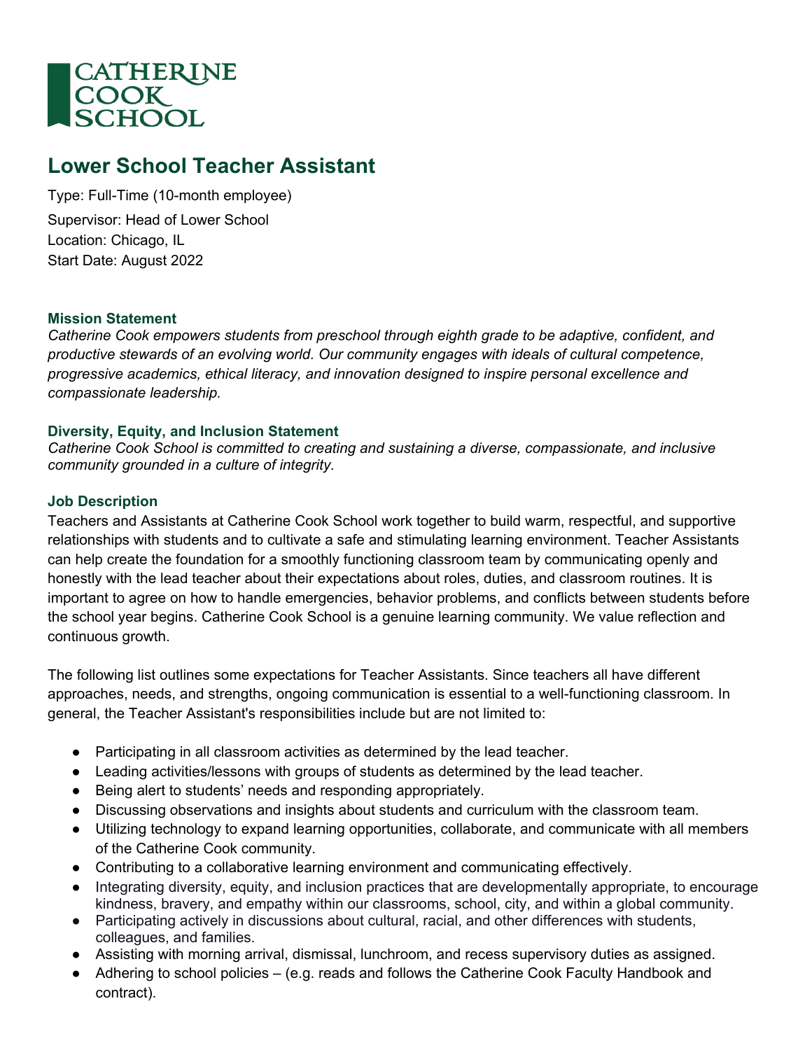CATHERINE COOK SCHOOL

# Lower School Teacher Assistant

Type: Full-Time (10-month employee)

Supervisor: Head of Lower School

Location: Chicago, IL

Start Date: August 2022

### Mission Statement

*Catherine Cook empowers students from preschool through eighth grade to be adaptive, confident, and productive stewards of an evolving world. Our community engages with ideals of cultural competence, progressive academics, ethical literacy, and innovation designed to inspire personal excellence and compassionate leadership.*

### Diversity, Equity, and Inclusion Statement

*Catherine Cook School is committed to creating and sustaining a diverse, compassionate, and inclusive community grounded in a culture of integrity.*

### Job Description

Teachers and Assistants at Catherine Cook School work together to build warm, respectful, and supportive relationships with students and to cultivate a safe and stimulating learning environment. Teacher Assistants can help create the foundation for a smoothly functioning classroom team by communicating openly and honestly with the lead teacher about their expectations about roles, duties, and classroom routines. It is important to agree on how to handle emergencies, behavior problems, and conflicts between students before the school year begins. Catherine Cook School is a genuine learning community. We value reflection and continuous growth.

The following list outlines some expectations for Teacher Assistants. Since teachers all have different approaches, needs, and strengths, ongoing communication is essential to a well-functioning classroom. In general, the Teacher Assistant's responsibilities include but are not limited to:

- Participating in all classroom activities as determined by the lead teacher.
- Leading activities/lessons with groups of students as determined by the lead teacher.
- Being alert to students' needs and responding appropriately.
- Discussing observations and insights about students and curriculum with the classroom team.
- Utilizing technology to expand learning opportunities, collaborate, and communicate with all members of the Catherine Cook community.
- Contributing to a collaborative learning environment and communicating effectively.
- Integrating diversity, equity, and inclusion practices that are developmentally appropriate, to encourage kindness, bravery, and empathy within our classrooms, school, city, and within a global community.
- Participating actively in discussions about cultural, racial, and other differences with students, colleagues, and families.
- Assisting with morning arrival, dismissal, lunchroom, and recess supervisory duties as assigned.
- Adhering to school policies – (e.g. reads and follows the Catherine Cook Faculty Handbook and contract).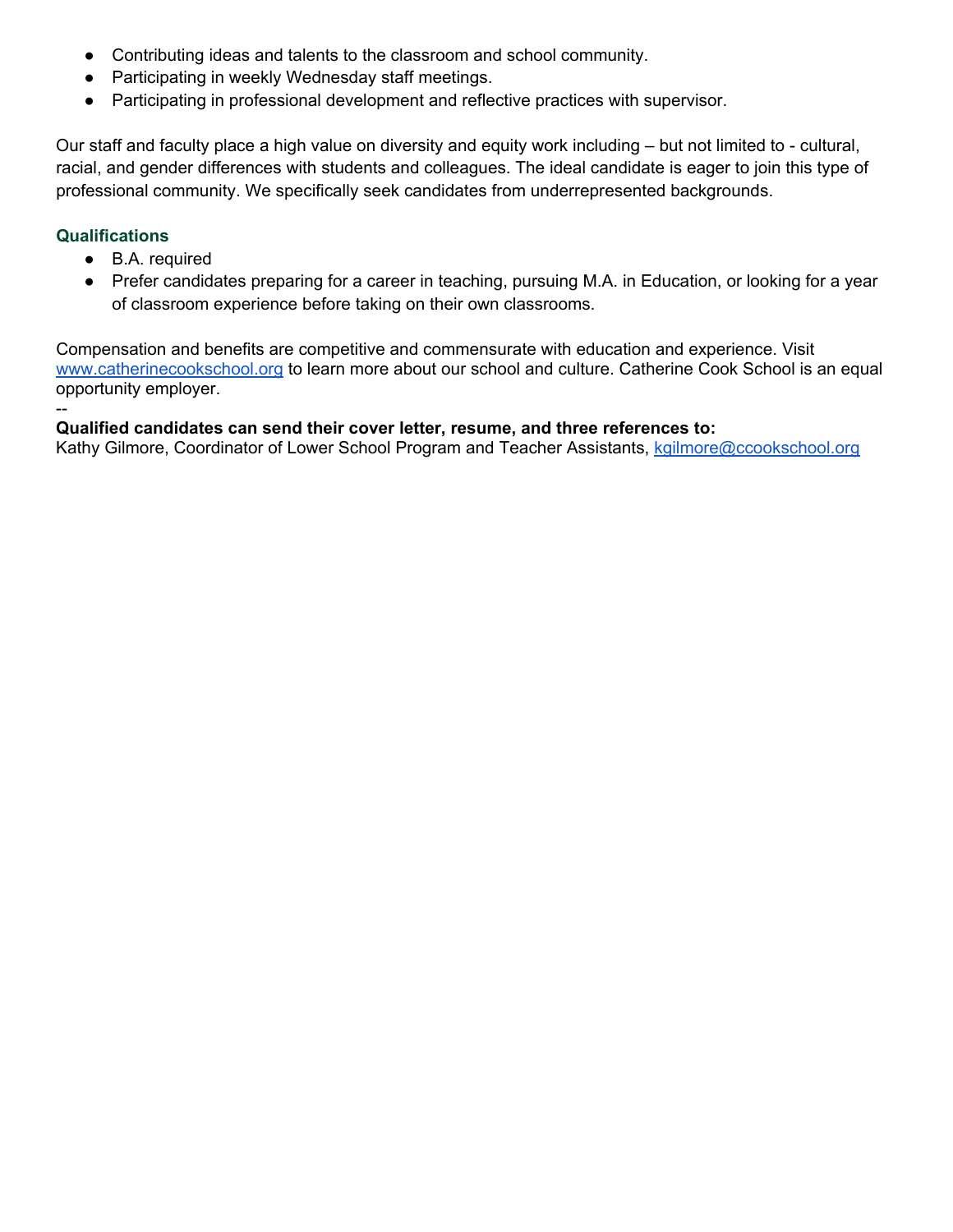- Contributing ideas and talents to the classroom and school community.
- Participating in weekly Wednesday staff meetings.
- Participating in professional development and reflective practices with supervisor.

Our staff and faculty place a high value on diversity and equity work including – but not limited to - cultural, racial, and gender differences with students and colleagues. The ideal candidate is eager to join this type of professional community. We specifically seek candidates from underrepresented backgrounds.

### Qualifications

- B.A. required
- Prefer candidates preparing for a career in teaching, pursuing M.A. in Education, or looking for a year of classroom experience before taking on their own classrooms.

Compensation and benefits are competitive and commensurate with education and experience. Visit [www.catherinecookschool.org](http://www.catherinecookschool.org) to learn more about our school and culture. Catherine Cook School is an equal opportunity employer.

--

**Qualified candidates can send their cover letter, resume, and three references to:**
Kathy Gilmore, Coordinator of Lower School Program and Teacher Assistants, [kgilmore@ccookschool.org](mailto:kgilmore@ccookschool.org)